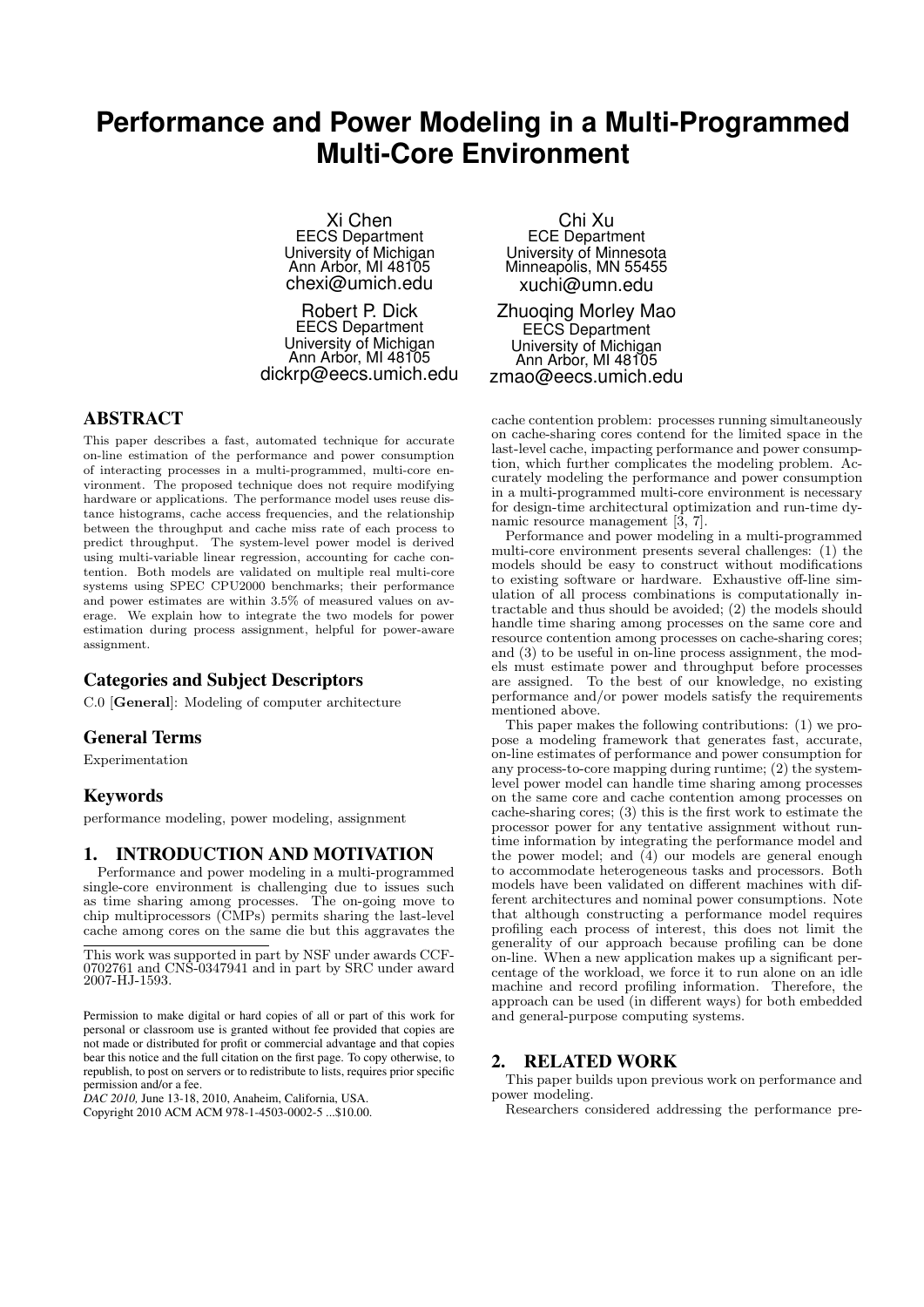# Performance and Power Modeling in a Multi-Programmed Multi-Core Environment

Xi Chen
EECS Department
University of Michigan
Ann Arbor, MI 48105
chexi@umich.edu

Chi Xu
ECE Department
University of Minnesota
Minneapolis, MN 55455
xuchi@umn.edu

Robert P. Dick
EECS Department
University of Michigan
Ann Arbor, MI 48105
dickrp@eecs.umich.edu

Zhuoqing Morley Mao
EECS Department
University of Michigan
Ann Arbor, MI 48105
zmao@eecs.umich.edu

## ABSTRACT

This paper describes a fast, automated technique for accurate on-line estimation of the performance and power consumption of interacting processes in a multi-programmed, multi-core environment. The proposed technique does not require modifying hardware or applications. The performance model uses reuse distance histograms, cache access frequencies, and the relationship between the throughput and cache miss rate of each process to predict throughput. The system-level power model is derived using multi-variable linear regression, accounting for cache contention. Both models are validated on multiple real multi-core systems using SPEC CPU2000 benchmarks; their performance and power estimates are within 3.5% of measured values on average. We explain how to integrate the two models for power estimation during process assignment, helpful for power-aware assignment.

### Categories and Subject Descriptors

C.0 [**General**]: Modeling of computer architecture

### General Terms

Experimentation

### Keywords

performance modeling, power modeling, assignment

## 1. INTRODUCTION AND MOTIVATION

Performance and power modeling in a multi-programmed single-core environment is challenging due to issues such as time sharing among processes. The on-going move to chip multiprocessors (CMPs) permits sharing the last-level cache among cores on the same die but this aggravates the cache contention problem: processes running simultaneously on cache-sharing cores contend for the limited space in the last-level cache, impacting performance and power consumption, which further complicates the modeling problem. Accurately modeling the performance and power consumption in a multi-programmed multi-core environment is necessary for design-time architectural optimization and run-time dynamic resource management [3, 7].

Performance and power modeling in a multi-programmed multi-core environment presents several challenges: (1) the models should be easy to construct without modifications to existing software or hardware. Exhaustive off-line simulation of all process combinations is computationally intractable and thus should be avoided; (2) the models should handle time sharing among processes on the same core and resource contention among processes on cache-sharing cores; and (3) to be useful in on-line process assignment, the models must estimate power and throughput before processes are assigned. To the best of our knowledge, no existing performance and/or power models satisfy the requirements mentioned above.

This paper makes the following contributions: (1) we propose a modeling framework that generates fast, accurate, on-line estimates of performance and power consumption for any process-to-core mapping during runtime; (2) the system-level power model can handle time sharing among processes on the same core and cache contention among processes on cache-sharing cores; (3) this is the first work to estimate the processor power for any tentative assignment without runtime information by integrating the performance model and the power model; and (4) our models are general enough to accommodate heterogeneous tasks and processors. Both models have been validated on different machines with different architectures and nominal power consumptions. Note that although constructing a performance model requires profiling each process of interest, this does not limit the generality of our approach because profiling can be done on-line. When a new application makes up a significant percentage of the workload, we force it to run alone on an idle machine and record profiling information. Therefore, the approach can be used (in different ways) for both embedded and general-purpose computing systems.

## 2. RELATED WORK

This paper builds upon previous work on performance and power modeling.

Researchers considered addressing the performance pre-

---

This work was supported in part by NSF under awards CCF-0702761 and CNS-0347941 and in part by SRC under award 2007-HJ-1593.

Permission to make digital or hard copies of all or part of this work for personal or classroom use is granted without fee provided that copies are not made or distributed for profit or commercial advantage and that copies bear this notice and the full citation on the first page. To copy otherwise, to republish, to post on servers or to redistribute to lists, requires prior specific permission and/or a fee.
*DAC 2010,* June 13-18, 2010, Anaheim, California, USA.
Copyright 2010 ACM ACM 978-1-4503-0002-5 ...$10.00.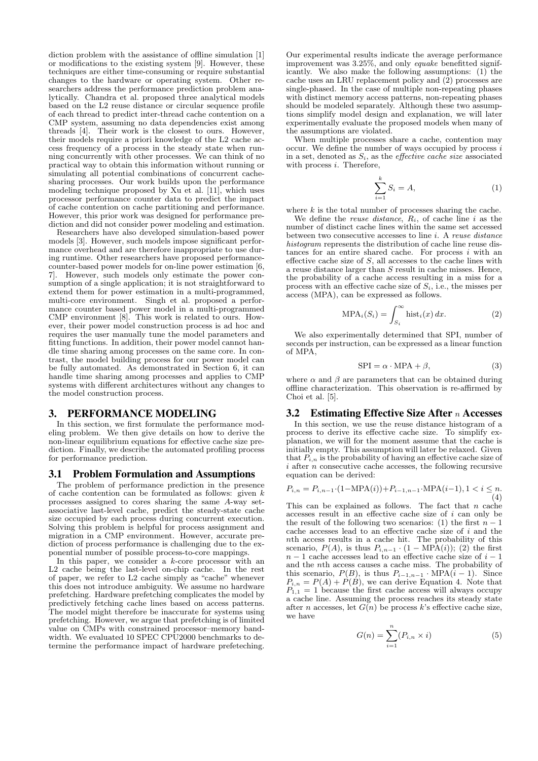diction problem with the assistance of offline simulation [1] or modifications to the existing system [9]. However, these techniques are either time-consuming or require substantial changes to the hardware or operating system. Other researchers address the performance prediction problem analytically. Chandra et al. proposed three analytical models based on the L2 reuse distance or circular sequence profile of each thread to predict inter-thread cache contention on a CMP system, assuming no data dependencies exist among threads [4]. Their work is the closest to ours. However, their models require a priori knowledge of the L2 cache access frequency of a process in the steady state when running concurrently with other processes. We can think of no practical way to obtain this information without running or simulating all potential combinations of concurrent cache-sharing processes. Our work builds upon the performance modeling technique proposed by Xu et al. [11], which uses processor performance counter data to predict the impact of cache contention on cache partitioning and performance. However, this prior work was designed for performance prediction and did not consider power modeling and estimation.

Researchers have also developed simulation-based power models [3]. However, such models impose significant performance overhead and are therefore inappropriate to use during runtime. Other researchers have proposed performance-counter-based power models for on-line power estimation [6, 7]. However, such models only estimate the power consumption of a single application; it is not straightforward to extend them for power estimation in a multi-programmed, multi-core environment. Singh et al. proposed a performance counter based power model in a multi-programmed CMP environment [8]. This work is related to ours. However, their power model construction process is ad hoc and requires the user manually tune the model parameters and fitting functions. In addition, their power model cannot handle time sharing among processes on the same core. In contrast, the model building process for our power model can be fully automated. As demonstrated in Section 6, it can handle time sharing among processes and applies to CMP systems with different architectures without any changes to the model construction process.

## 3. PERFORMANCE MODELING

In this section, we first formulate the performance modeling problem. We then give details on how to derive the non-linear equilibrium equations for effective cache size prediction. Finally, we describe the automated profiling process for performance prediction.

### 3.1 Problem Formulation and Assumptions

The problem of performance prediction in the presence of cache contention can be formulated as follows: given $k$ processes assigned to cores sharing the same $A$-way set-associative last-level cache, predict the steady-state cache size occupied by each process during concurrent execution. Solving this problem is helpful for process assignment and migration in a CMP environment. However, accurate prediction of process performance is challenging due to the exponential number of possible process-to-core mappings.

In this paper, we consider a $k$-core processor with an L2 cache being the last-level on-chip cache. In the rest of paper, we refer to L2 cache simply as "cache" whenever this does not introduce ambiguity. We assume no hardware prefetching. Hardware prefetching complicates the model by predictively fetching cache lines based on access patterns. The model might therefore be inaccurate for systems using prefetching. However, we argue that prefetching is of limited value on CMPs with constrained processor–memory bandwidth. We evaluated 10 SPEC CPU2000 benchmarks to determine the performance impact of hardware prefeteching. Our experimental results indicate the average performance improvement was 3.25%, and only *equake* benefitted significantly. We also make the following assumptions: (1) the cache uses an LRU replacement policy and (2) processes are single-phased. In the case of multiple non-repeating phases with distinct memory access patterns, non-repeating phases should be modeled separately. Although these two assumptions simplify model design and explanation, we will later experimentally evaluate the proposed models when many of the assumptions are violated.

When multiple processes share a cache, contention may occur. We define the number of ways occupied by process $i$ in a set, denoted as $S_i$, as the *effective cache size* associated with process $i$. Therefore,

$$\sum_{i=1}^{k} S_i = A, \tag{1}$$

where $k$ is the total number of processes sharing the cache.

We define the *reuse distance*, $R_i$, of cache line $i$ as the number of distinct cache lines within the same set accessed between two consecutive accesses to line $i$. A *reuse distance histogram* represents the distribution of cache line reuse distances for an entire shared cache. For process $i$ with an effective cache size of $S$, all accesses to the cache lines with a reuse distance larger than $S$ result in cache misses. Hence, the probability of a cache access resulting in a miss for a process with an effective cache size of $S_i$, i.e., the misses per access (MPA), can be expressed as follows.

$$\mathrm{MPA}_i(S_i) = \int_{S_i}^{\infty} \mathrm{hist}_i(x)\, dx. \tag{2}$$

We also experimentally determined that SPI, number of seconds per instruction, can be expressed as a linear function of MPA,

$$\mathrm{SPI} = \alpha \cdot \mathrm{MPA} + \beta, \tag{3}$$

where $\alpha$ and $\beta$ are parameters that can be obtained during offline characterization. This observation is re-affirmed by Choi et al. [5].

### 3.2 Estimating Effective Size After $n$ Accesses

In this section, we use the reuse distance histogram of a process to derive its effective cache size. To simplify explanation, we will for the moment assume that the cache is initially empty. This assumption will later be relaxed. Given that $P_{i,n}$ is the probability of having an effective cache size of $i$ after $n$ consecutive cache accesses, the following recursive equation can be derived:

$$P_{i,n} = P_{i,n-1}\cdot(1-\mathrm{MPA}(i))+P_{i-1,n-1}\cdot\mathrm{MPA}(i-1), 1 < i \leq n. \tag{4}$$

This can be explained as follows. The fact that $n$ cache accesses result in an effective cache size of $i$ can only be the result of the following two scenarios: (1) the first $n-1$ cache accesses lead to an effective cache size of $i$ and the $n$th access results in a cache hit. The probability of this scenario, $P(A)$, is thus $P_{i,n-1} \cdot (1 - \mathrm{MPA}(i))$; (2) the first $n-1$ cache accesses lead to an effective cache size of $i-1$ and the $n$th access causes a cache miss. The probability of this scenario, $P(B)$, is thus $P_{i-1,n-1} \cdot \mathrm{MPA}(i-1)$. Since $P_{i,n} = P(A) + P(B)$, we can derive Equation 4. Note that $P_{1,1} = 1$ because the first cache access will always occupy a cache line. Assuming the process reaches its steady state after $n$ accesses, let $G(n)$ be process $k$'s effective cache size, we have

$$G(n) = \sum_{i=1}^{n}(P_{i,n} \times i) \tag{5}$$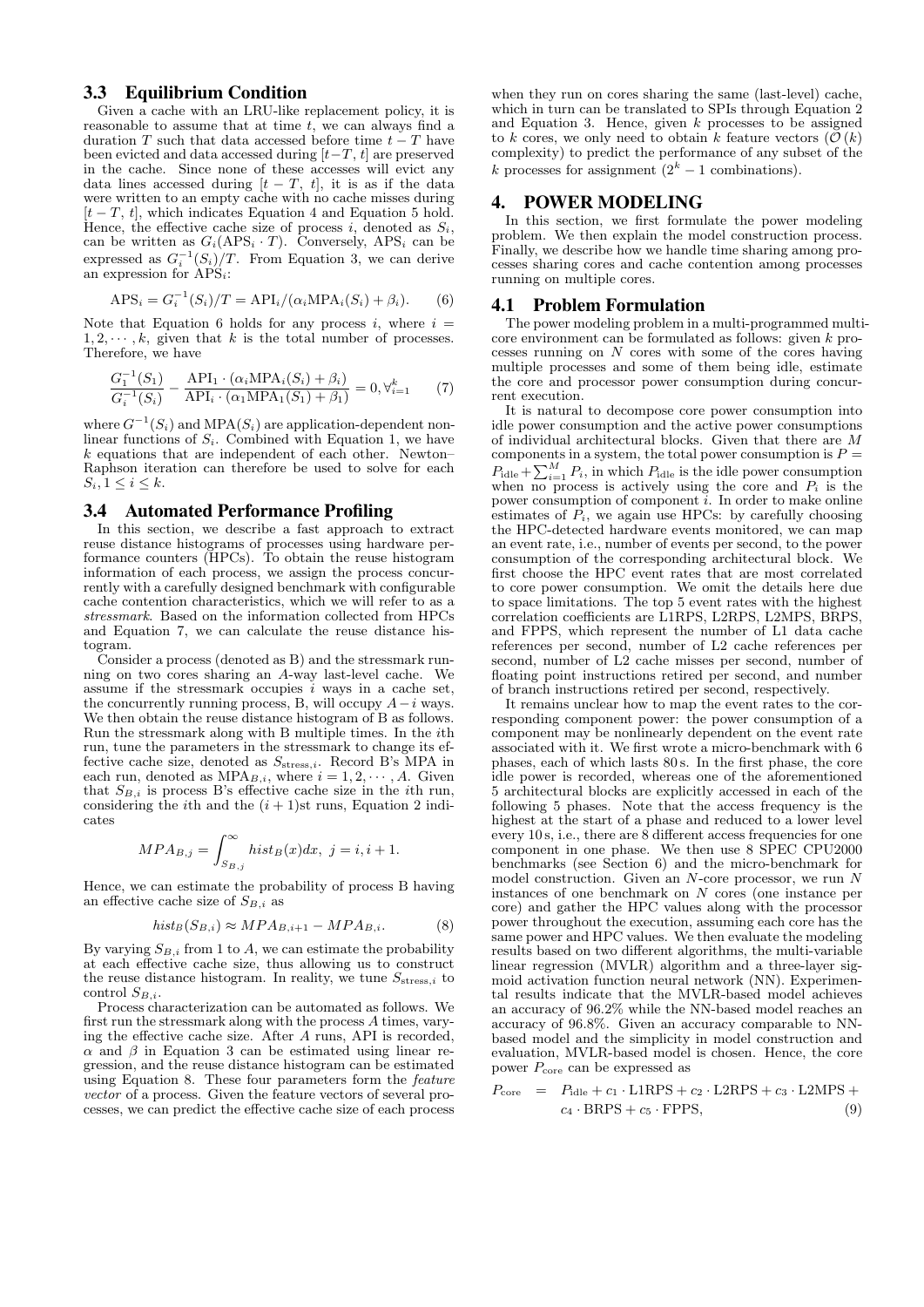### 3.3 Equilibrium Condition

Given a cache with an LRU-like replacement policy, it is reasonable to assume that at time $t$, we can always find a duration $T$ such that data accessed before time $t-T$ have been evicted and data accessed during $[t-T,\, t]$ are preserved in the cache. Since none of these accesses will evict any data lines accessed during $[t-T,\, t]$, it is as if the data were written to an empty cache with no cache misses during $[t-T,\, t]$, which indicates Equation 4 and Equation 5 hold. Hence, the effective cache size of process $i$, denoted as $S_i$, can be written as $G_i(\mathrm{APS}_i \cdot T)$. Conversely, $\mathrm{APS}_i$ can be expressed as $G_i^{-1}(S_i)/T$. From Equation 3, we can derive an expression for $\mathrm{APS}_i$:

$$\mathrm{APS}_i = G_i^{-1}(S_i)/T = \mathrm{API}_i/(\alpha_i \mathrm{MPA}_i(S_i) + \beta_i). \tag{6}$$

Note that Equation 6 holds for any process $i$, where $i = 1, 2, \cdots, k$, given that $k$ is the total number of processes. Therefore, we have

$$\frac{G_1^{-1}(S_1)}{G_i^{-1}(S_i)} - \frac{\mathrm{API}_1 \cdot (\alpha_i \mathrm{MPA}_i(S_i) + \beta_i)}{\mathrm{API}_i \cdot (\alpha_1 \mathrm{MPA}_1(S_1) + \beta_1)} = 0, \forall_{i=1}^{k} \tag{7}$$

where $G^{-1}(S_i)$ and $\mathrm{MPA}(S_i)$ are application-dependent nonlinear functions of $S_i$. Combined with Equation 1, we have $k$ equations that are independent of each other. Newton–Raphson iteration can therefore be used to solve for each $S_i, 1 \le i \le k$.

### 3.4 Automated Performance Profiling

In this section, we describe a fast approach to extract reuse distance histograms of processes using hardware performance counters (HPCs). To obtain the reuse histogram information of each process, we assign the process concurrently with a carefully designed benchmark with configurable cache contention characteristics, which we will refer to as a *stressmark*. Based on the information collected from HPCs and Equation 7, we can calculate the reuse distance histogram.

Consider a process (denoted as B) and the stressmark running on two cores sharing an $A$-way last-level cache. We assume if the stressmark occupies $i$ ways in a cache set, the concurrently running process, B, will occupy $A-i$ ways. We then obtain the reuse distance histogram of B as follows. Run the stressmark along with B multiple times. In the $i$th run, tune the parameters in the stressmark to change its effective cache size, denoted as $S_{\mathrm{stress},i}$. Record B's MPA in each run, denoted as $\mathrm{MPA}_{B,i}$, where $i = 1, 2, \cdots, A$. Given that $S_{B,i}$ is process B's effective cache size in the $i$th run, considering the $i$th and the $(i+1)$st runs, Equation 2 indicates

$$MPA_{B,j} = \int_{S_{B,j}}^{\infty} hist_B(x)dx,\ j = i, i+1.$$

Hence, we can estimate the probability of process B having an effective cache size of $S_{B,i}$ as

$$hist_B(S_{B,i}) \approx MPA_{B,i+1} - MPA_{B,i}. \tag{8}$$

By varying $S_{B,i}$ from 1 to $A$, we can estimate the probability at each effective cache size, thus allowing us to construct the reuse distance histogram. In reality, we tune $S_{\mathrm{stress},i}$ to control $S_{B,i}$.

Process characterization can be automated as follows. We first run the stressmark along with the process $A$ times, varying the effective cache size. After $A$ runs, API is recorded, $\alpha$ and $\beta$ in Equation 3 can be estimated using linear regression, and the reuse distance histogram can be estimated using Equation 8. These four parameters form the *feature vector* of a process. Given the feature vectors of several processes, we can predict the effective cache size of each process when they run on cores sharing the same (last-level) cache, which in turn can be translated to SPIs through Equation 2 and Equation 3. Hence, given $k$ processes to be assigned to $k$ cores, we only need to obtain $k$ feature vectors ($\mathcal{O}(k)$ complexity) to predict the performance of any subset of the $k$ processes for assignment ($2^k - 1$ combinations).

## 4. POWER MODELING

In this section, we first formulate the power modeling problem. We then explain the model construction process. Finally, we describe how we handle time sharing among processes sharing cores and cache contention among processes running on multiple cores.

### 4.1 Problem Formulation

The power modeling problem in a multi-programmed multicore environment can be formulated as follows: given $k$ processes running on $N$ cores with some of the cores having multiple processes and some of them being idle, estimate the core and processor power consumption during concurrent execution.

It is natural to decompose core power consumption into idle power consumption and the active power consumptions of individual architectural blocks. Given that there are $M$ components in a system, the total power consumption is $P = P_{\mathrm{idle}} + \sum_{i=1}^{M} P_i$, in which $P_{\mathrm{idle}}$ is the idle power consumption when no process is actively using the core and $P_i$ is the power consumption of component $i$. In order to make online estimates of $P_i$, we again use HPCs: by carefully choosing the HPC-detected hardware events monitored, we can map an event rate, i.e., number of events per second, to the power consumption of the corresponding architectural block. We first choose the HPC event rates that are most correlated to core power consumption. We omit the details here due to space limitations. The top 5 event rates with the highest correlation coefficients are L1RPS, L2RPS, L2MPS, BRPS, and FPPS, which represent the number of L1 data cache references per second, number of L2 cache references per second, number of L2 cache misses per second, number of floating point instructions retired per second, and number of branch instructions retired per second, respectively.

It remains unclear how to map the event rates to the corresponding component power: the power consumption of a component may be nonlinearly dependent on the event rate associated with it. We first wrote a micro-benchmark with 6 phases, each of which lasts 80 s. In the first phase, the core idle power is recorded, whereas one of the aforementioned 5 architectural blocks are explicitly accessed in each of the following 5 phases. Note that the access frequency is the highest at the start of a phase and reduced to a lower level every 10 s, i.e., there are 8 different access frequencies for one component in one phase. We then use 8 SPEC CPU2000 benchmarks (see Section 6) and the micro-benchmark for model construction. Given an $N$-core processor, we run $N$ instances of one benchmark on $N$ cores (one instance per core) and gather the HPC values along with the processor power throughout the execution, assuming each core has the same power and HPC values. We then evaluate the modeling results based on two different algorithms, the multi-variable linear regression (MVLR) algorithm and a three-layer sigmoid activation function neural network (NN). Experimental results indicate that the MVLR-based model achieves an accuracy of 96.2% while the NN-based model reaches an accuracy of 96.8%. Given an accuracy comparable to NN-based model and the simplicity in model construction and evaluation, MVLR-based model is chosen. Hence, the core power $P_{\mathrm{core}}$ can be expressed as

$$\begin{aligned} P_{\mathrm{core}} \;=\; & P_{\mathrm{idle}} + c_1 \cdot \mathrm{L1RPS} + c_2 \cdot \mathrm{L2RPS} + c_3 \cdot \mathrm{L2MPS} + \\ & c_4 \cdot \mathrm{BRPS} + c_5 \cdot \mathrm{FPPS}, \end{aligned} \tag{9}$$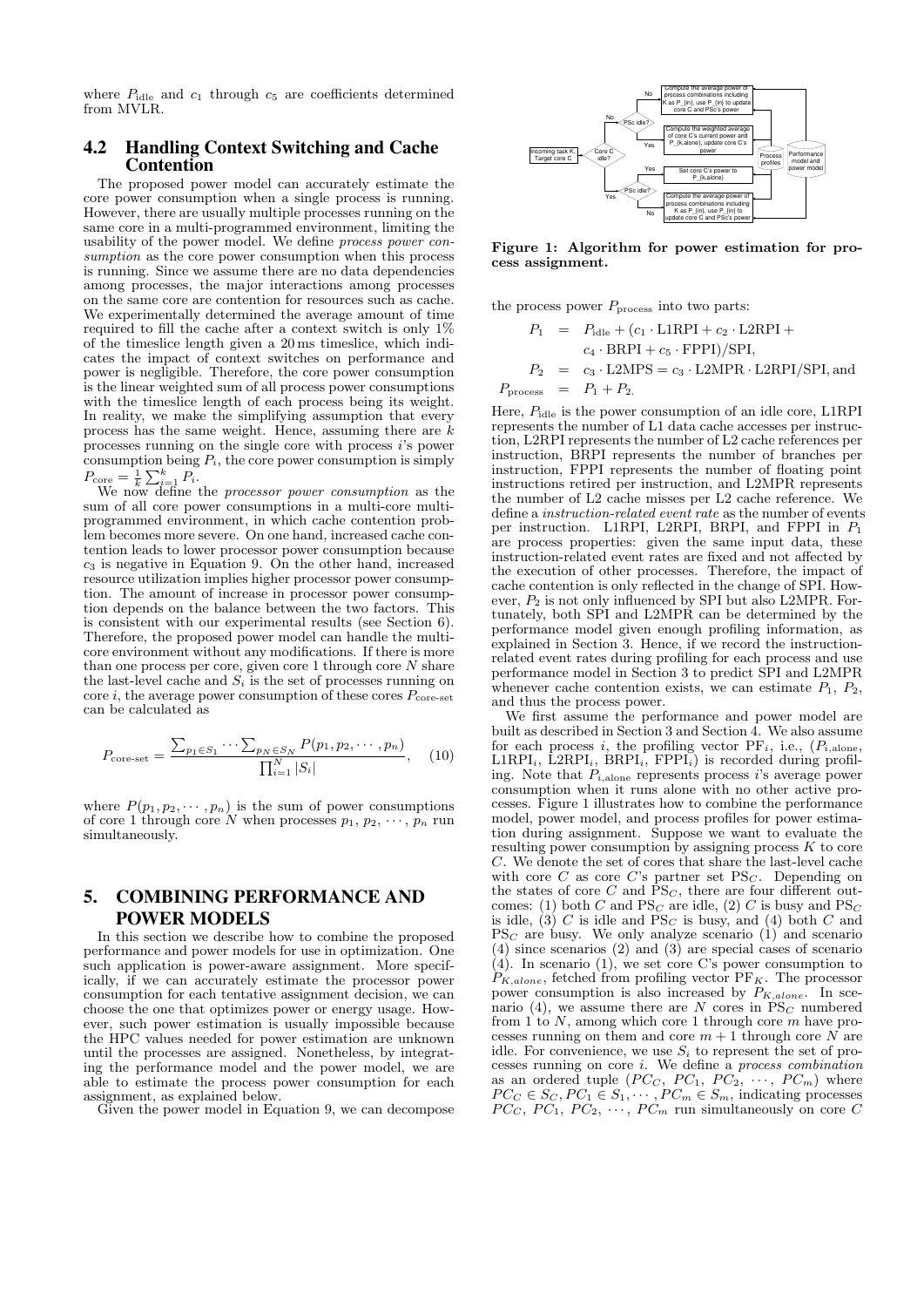where $P_{\text{idle}}$ and $c_1$ through $c_5$ are coefficients determined from MVLR.

## 4.2 Handling Context Switching and Cache Contention

The proposed power model can accurately estimate the core power consumption when a single process is running. However, there are usually multiple processes running on the same core in a multi-programmed environment, limiting the usability of the power model. We define *process power consumption* as the core power consumption when this process is running. Since we assume there are no data dependencies among processes, the major interactions among processes on the same core are contention for resources such as cache. We experimentally determined the average amount of time required to fill the cache after a context switch is only 1% of the timeslice length given a 20 ms timeslice, which indicates the impact of context switches on performance and power is negligible. Therefore, the core power consumption is the linear weighted sum of all process power consumptions with the timeslice length of each process being its weight. In reality, we make the simplifying assumption that every process has the same weight. Hence, assuming there are $k$ processes running on the single core with process $i$'s power consumption being $P_i$, the core power consumption is simply $P_{\text{core}} = \frac{1}{k}\sum_{i=1}^{k} P_i$.

We now define the *processor power consumption* as the sum of all core power consumptions in a multi-core multi-programmed environment, in which cache contention problem becomes more severe. On one hand, increased cache contention leads to lower processor power consumption because $c_3$ is negative in Equation 9. On the other hand, increased resource utilization implies higher processor power consumption. The amount of increase in processor power consumption depends on the balance between the two factors. This is consistent with our experimental results (see Section 6). Therefore, the proposed power model can handle the multi-core environment without any modifications. If there is more than one process per core, given core 1 through core $N$ share the last-level cache and $S_i$ is the set of processes running on core $i$, the average power consumption of these cores $P_{\text{core-set}}$ can be calculated as

$$P_{\text{core-set}} = \frac{\sum_{p_1 \in S_1} \cdots \sum_{p_N \in S_N} P(p_1, p_2, \cdots, p_n)}{\prod_{i=1}^{N} |S_i|}, \quad (10)$$

where $P(p_1, p_2, \cdots, p_n)$ is the sum of power consumptions of core 1 through core $N$ when processes $p_1, p_2, \cdots, p_n$ run simultaneously.

# 5. COMBINING PERFORMANCE AND POWER MODELS

In this section we describe how to combine the proposed performance and power models for use in optimization. One such application is power-aware assignment. More specifically, if we can accurately estimate the processor power consumption for each tentative assignment decision, we can choose the one that optimizes power or energy usage. However, such power estimation is usually impossible because the HPC values needed for power estimation are unknown until the processes are assigned. Nonetheless, by integrating the performance model and the power model, we are able to estimate the process power consumption for each assignment, as explained below.

Given the power model in Equation 9, we can decompose the process power $P_{\text{process}}$ into two parts:

$$\begin{aligned} P_1 &= P_{\text{idle}} + (c_1 \cdot \text{L1RPI} + c_2 \cdot \text{L2RPI} + \\ &\quad c_4 \cdot \text{BRPI} + c_5 \cdot \text{FPPI})/\text{SPI}, \\ P_2 &= c_3 \cdot \text{L2MPS} = c_3 \cdot \text{L2MPR} \cdot \text{L2RPI}/\text{SPI}, \text{and} \\ P_{\text{process}} &= P_1 + P_2. \end{aligned}$$

Here, $P_{\text{idle}}$ is the power consumption of an idle core, L1RPI represents the number of L1 data cache accesses per instruction, L2RPI represents the number of L2 cache references per instruction, BRPI represents the number of branches per instruction, FPPI represents the number of floating point instructions retired per instruction, and L2MPR represents the number of L2 cache misses per L2 cache reference. We define a *instruction-related event rate* as the number of events per instruction. L1RPI, L2RPI, BRPI, and FPPI in $P_1$ are process properties: given the same input data, these instruction-related event rates are fixed and not affected by the execution of other processes. Therefore, the impact of cache contention is only reflected in the change of SPI. However, $P_2$ is not only influenced by SPI but also L2MPR. Fortunately, both SPI and L2MPR can be determined by the performance model given enough profiling information, as explained in Section 3. Hence, if we record the instruction-related event rates during profiling for each process and use performance model in Section 3 to predict SPI and L2MPR whenever cache contention exists, we can estimate $P_1$, $P_2$, and thus the process power.

We first assume the performance and power models are built as described in Section 3 and Section 4. We also assume for each process $i$, the profiling vector $\text{PF}_i$, i.e., ($P_{i,\text{alone}}$, $\text{L1RPI}_i$, $\text{L2RPI}_i$, $\text{BRPI}_i$, $\text{FPPI}_i$) is recorded during profiling. Note that $P_{i,\text{alone}}$ represents process $i$'s average power consumption when it runs alone with no other active processes. Figure 1 illustrates how to combine the performance model, power model, and process profiles for power estimation during assignment. Suppose we want to evaluate the resulting power consumption by assigning process $K$ to core $C$. We denote the set of cores that share the last-level cache with core $C$ as core $C$'s partner set $\text{PS}_C$. Depending on the states of core $C$ and $\text{PS}_C$, there are four different outcomes: (1) both $C$ and $\text{PS}_C$ are idle, (2) $C$ is busy and $\text{PS}_C$ is idle, (3) $C$ is idle and $\text{PS}_C$ is busy, and (4) both $C$ and $\text{PS}_C$ are busy. We only analyze scenario (1) and scenario (4) since scenarios (2) and (3) are special cases of scenario (4). In scenario (1), we set core C's power consumption to $P_{K,alone}$, fetched from profiling vector $\text{PF}_K$. The processor power consumption is also increased by $P_{K,alone}$. In scenario (4), we assume there are $N$ cores in $\text{PS}_C$ numbered from 1 to $N$, among which core 1 through core $m$ have processes running on them and core $m+1$ through core $N$ are idle. For convenience, we use $S_i$ to represent the set of processes running on core $i$. We define a *process combination* as an ordered tuple ($PC_C$, $PC_1$, $PC_2$, $\cdots$, $PC_m$) where $PC_C \in S_C, PC_1 \in S_1, \cdots, PC_m \in S_m$, indicating processes $PC_C$, $PC_1$, $PC_2$, $\cdots$, $PC_m$ run simultaneously on core $C$

**Figure 1: Algorithm for power estimation for process assignment.**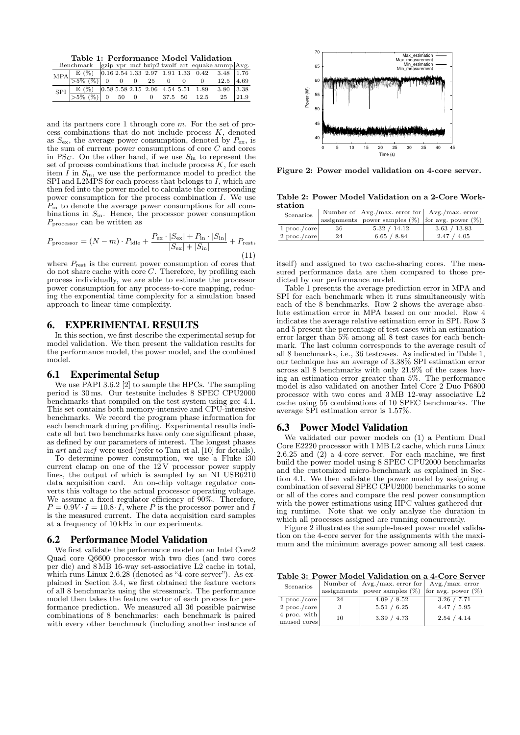**Table 1: Performance Model Validation**

| Benchmark | | gzip | vpr | mcf | bzip2 | twolf | art | equake | ammp | Avg. |
|---|---|---|---|---|---|---|---|---|---|---|
| MPA | E (%) | 0.16 | 2.54 | 1.33 | 2.97 | 1.91 | 1.33 | 0.42 | 3.48 | 1.76 |
| | >5% (%) | 0 | 0 | 0 | 25 | 0 | 0 | 0 | 12.5 | 4.69 |
| SPI | E (%) | 0.58 | 5.58 | 2.15 | 2.06 | 4.54 | 5.51 | 1.89 | 3.80 | 3.38 |
| | >5% (%) | 0 | 50 | 0 | 0 | 37.5 | 50 | 12.5 | 25 | 21.9 |

and its partners core 1 through core $m$. For the set of process combinations that do not include process $K$, denoted as $S_{\mathrm{ex}}$, the average power consumption, denoted by $P_{\mathrm{ex}}$, is the sum of current power consumptions of core $C$ and cores in $\mathrm{PS}_C$. On the other hand, if we use $S_{\mathrm{in}}$ to represent the set of process combinations that include process $K$, for each item $I$ in $S_{\mathrm{in}}$, we use the performance model to predict the SPI and L2MPS for each process that belongs to $I$, which are then fed into the power model to calculate the corresponding power consumption for the process combination $I$. We use $P_{\mathrm{in}}$ to denote the average power consumptions for all combinations in $S_{\mathrm{in}}$. Hence, the processor power consumption $P_{\mathrm{processor}}$ can be written as

$$P_{\mathrm{processor}} = (N - m) \cdot P_{\mathrm{idle}} + \frac{P_{\mathrm{ex}} \cdot |S_{\mathrm{ex}}| + P_{\mathrm{in}} \cdot |S_{\mathrm{in}}|}{|S_{\mathrm{ex}}| + |S_{\mathrm{in}}|} + P_{\mathrm{rest}}, \tag{11}$$

where $P_{\mathrm{rest}}$ is the current power consumption of cores that do not share cache with core $C$. Therefore, by profiling each process individually, we are able to estimate the processor power consumption for any process-to-core mapping, reducing the exponential time complexity for a simulation based approach to linear time complexity.

## 6. EXPERIMENTAL RESULTS

In this section, we first describe the experimental setup for model validation. We then present the validation results for the performance model, the power model, and the combined model.

### 6.1 Experimental Setup

We use PAPI 3.6.2 [2] to sample the HPCs. The sampling period is 30 ms. Our testsuite includes 8 SPEC CPU2000 benchmarks that compiled on the test system using gcc 4.1. This set contains both memory-intensive and CPU-intensive benchmarks. We record the program phase information for each benchmark during profiling. Experimental results indicate all but two benchmarks have only one significant phase, as defined by our parameters of interest. The longest phases in *art* and *mcf* were used (refer to Tam et al. [10] for details).

To determine power consumption, we use a Fluke i30 current clamp on one of the 12 V processor power supply lines, the output of which is sampled by an NI USB6210 data acquisition card. An on-chip voltage regulator converts this voltage to the actual processor operating voltage. We assume a fixed regulator efficiency of 90%. Therefore, $P = 0.9V \cdot I = 10.8 \cdot I$, where $P$ is the processor power and $I$ is the measured current. The data acquisition card samples at a frequency of 10 kHz in our experiments.

### 6.2 Performance Model Validation

We first validate the performance model on an Intel Core2 Quad core Q6600 processor with two dies (and two cores per die) and 8 MB 16-way set-associative L2 cache in total, which runs Linux 2.6.28 (denoted as "4-core server"). As explained in Section 3.4, we first obtained the feature vectors of all 8 benchmarks using the stressmark. The performance model then takes the feature vector of each process for performance prediction. We measured all 36 possible pairwise combinations of 8 benchmarks: each benchmark is paired with every other benchmark (including another instance of itself) and assigned to two cache-sharing cores. The measured performance data are then compared to those predicted by our performance model.

Table 1 presents the average prediction error in MPA and SPI for each benchmark when it runs simultaneously with each of the 8 benchmarks. Row 2 shows the average absolute estimation error in MPA based on our model. Row 4 indicates the average relative estimation error in SPI. Row 3 and 5 present the percentage of test cases with an estimation error larger than 5% among all 8 test cases for each benchmark. The last column corresponds to the average result of all 8 benchmarks, i.e., 36 testcases. As indicated in Table 1, our technique has an average of 3.38% SPI estimation error across all 8 benchmarks with only 21.9% of the cases having an estimation error greater than 5%. The performance model is also validated on another Intel Core 2 Duo P6800 processor with two cores and 3 MB 12-way associative L2 cache using 55 combinations of 10 SPEC benchmarks. The average SPI estimation error is 1.57%.

Figure 2: Power model validation on 4-core server.

**Table 2: Power Model Validation on a 2-Core Workstation**

| Scenarios | Number of assignments | Avg./max. error for power samples (%) | Avg./max. error for avg. power (%) |
|---|---|---|---|
| 1 proc./core | 36 | 5.32 / 14.12 | 3.63 / 13.83 |
| 2 proc./core | 24 | 6.65 / 8.84 | 2.47 / 4.05 |

### 6.3 Power Model Validation

We validated our power models on (1) a Pentium Dual Core E2220 processor with 1 MB L2 cache, which runs Linux 2.6.25 and (2) a 4-core server. For each machine, we first build the power model using 8 SPEC CPU2000 benchmarks and the customized micro-benchmark as explained in Section 4.1. We then validate the power model by assigning a combination of several SPEC CPU2000 benchmarks to some or all of the cores and compare the real power consumption with the power estimations using HPC values gathered during runtime. Note that we only analyze the duration in which all processes assigned are running concurrently.

Figure 2 illustrates the sample-based power model validation on the 4-core server for the assignments with the maximum and the minimum average power among all test cases.

**Table 3: Power Model Validation on a 4-Core Server**

| Scenarios | Number of assignments | Avg./max. error for power samples (%) | Avg./max. error for avg. power (%) |
|---|---|---|---|
| 1 proc./core | 24 | 4.09 / 8.52 | 3.26 / 7.71 |
| 2 proc./core | 3 | 5.51 / 6.25 | 4.47 / 5.95 |
| 4 proc. with unused cores | 10 | 3.39 / 4.73 | 2.54 / 4.14 |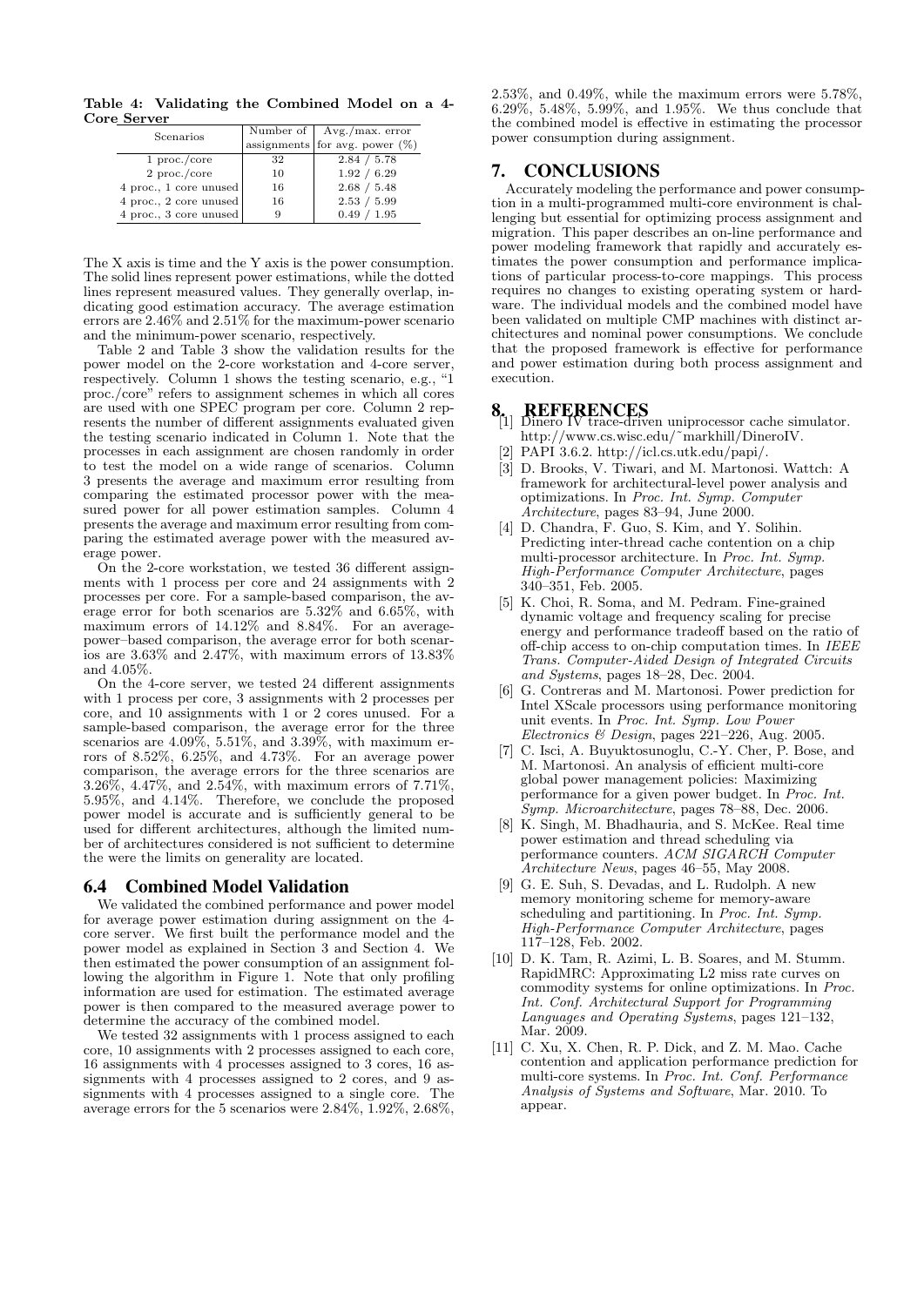**Table 4: Validating the Combined Model on a 4-Core Server**

| Scenarios | Number of assignments | Avg./max. error for avg. power (%) |
|---|---|---|
| 1 proc./core | 32 | 2.84 / 5.78 |
| 2 proc./core | 10 | 1.92 / 6.29 |
| 4 proc., 1 core unused | 16 | 2.68 / 5.48 |
| 4 proc., 2 core unused | 16 | 2.53 / 5.99 |
| 4 proc., 3 core unused | 9 | 0.49 / 1.95 |

The X axis is time and the Y axis is the power consumption. The solid lines represent power estimations, while the dotted lines represent measured values. They generally overlap, indicating good estimation accuracy. The average estimation errors are 2.46% and 2.51% for the maximum-power scenario and the minimum-power scenario, respectively.

Table 2 and Table 3 show the validation results for the power model on the 2-core workstation and 4-core server, respectively. Column 1 shows the testing scenario, e.g., "1 proc./core" refers to assignment schemes in which all cores are used with one SPEC program per core. Column 2 represents the number of different assignments evaluated given the testing scenario indicated in Column 1. Note that the processes in each assignment are chosen randomly in order to test the model on a wide range of scenarios. Column 3 presents the average and maximum error resulting from comparing the estimated processor power with the measured power for all power estimation samples. Column 4 presents the average and maximum error resulting from comparing the estimated average power with the measured average power.

On the 2-core workstation, we tested 36 different assignments with 1 process per core and 24 assignments with 2 processes per core. For a sample-based comparison, the average error for both scenarios are 5.32% and 6.65%, with maximum errors of 14.12% and 8.84%. For an average-power–based comparison, the average error for both scenarios are 3.63% and 2.47%, with maximum errors of 13.83% and 4.05%.

On the 4-core server, we tested 24 different assignments with 1 process per core, 3 assignments with 2 processes per core, and 10 assignments with 1 or 2 cores unused. For a sample-based comparison, the average error for the three scenarios are 4.09%, 5.51%, and 3.39%, with maximum errors of 8.52%, 6.25%, and 4.73%. For an average power comparison, the average errors for the three scenarios are 3.26%, 4.47%, and 2.54%, with maximum errors of 7.71%, 5.95%, and 4.14%. Therefore, we conclude the proposed power model is accurate and is sufficiently general to be used for different architectures, although the limited number of architectures considered is not sufficient to determine the were the limits on generality are located.

### 6.4 Combined Model Validation

We validated the combined performance and power model for average power estimation during assignment on the 4-core server. We first built the performance model and the power model as explained in Section 3 and Section 4. We then estimated the power consumption of an assignment following the algorithm in Figure 1. Note that only profiling information are used for estimation. The estimated average power is then compared to the measured average power to determine the accuracy of the combined model.

We tested 32 assignments with 1 process assigned to each core, 10 assignments with 2 processes assigned to each core, 16 assignments with 4 processes assigned to 3 cores, 16 assignments with 4 processes assigned to 2 cores, and 9 assignments with 4 processes assigned to a single core. The average errors for the 5 scenarios were 2.84%, 1.92%, 2.68%, 2.53%, and 0.49%, while the maximum errors were 5.78%, 6.29%, 5.48%, 5.99%, and 1.95%. We thus conclude that the combined model is effective in estimating the processor power consumption during assignment.

## 7. CONCLUSIONS

Accurately modeling the performance and power consumption in a multi-programmed multi-core environment is challenging but essential for optimizing process assignment and migration. This paper describes an on-line performance and power modeling framework that rapidly and accurately estimates the power consumption and performance implications of particular process-to-core mappings. This process requires no changes to existing operating system or hardware. The individual models and the combined model have been validated on multiple CMP machines with distinct architectures and nominal power consumptions. We conclude that the proposed framework is effective for performance and power estimation during both process assignment and execution.

## 8. REFERENCES

[1] Dinero IV trace-driven uniprocessor cache simulator. http://www.cs.wisc.edu/~markhill/DineroIV.

[2] PAPI 3.6.2. http://icl.cs.utk.edu/papi/.

[3] D. Brooks, V. Tiwari, and M. Martonosi. Wattch: A framework for architectural-level power analysis and optimizations. In *Proc. Int. Symp. Computer Architecture*, pages 83–94, June 2000.

[4] D. Chandra, F. Guo, S. Kim, and Y. Solihin. Predicting inter-thread cache contention on a chip multi-processor architecture. In *Proc. Int. Symp. High-Performance Computer Architecture*, pages 340–351, Feb. 2005.

[5] K. Choi, R. Soma, and M. Pedram. Fine-grained dynamic voltage and frequency scaling for precise energy and performance tradeoff based on the ratio of off-chip access to on-chip computation times. In *IEEE Trans. Computer-Aided Design of Integrated Circuits and Systems*, pages 18–28, Dec. 2004.

[6] G. Contreras and M. Martonosi. Power prediction for Intel XScale processors using performance monitoring unit events. In *Proc. Int. Symp. Low Power Electronics & Design*, pages 221–226, Aug. 2005.

[7] C. Isci, A. Buyuktosunoglu, C.-Y. Cher, P. Bose, and M. Martonosi. An analysis of efficient multi-core global power management policies: Maximizing performance for a given power budget. In *Proc. Int. Symp. Microarchitecture*, pages 78–88, Dec. 2006.

[8] K. Singh, M. Bhadhauria, and S. McKee. Real time power estimation and thread scheduling via performance counters. *ACM SIGARCH Computer Architecture News*, pages 46–55, May 2008.

[9] G. E. Suh, S. Devadas, and L. Rudolph. A new memory monitoring scheme for memory-aware scheduling and partitioning. In *Proc. Int. Symp. High-Performance Computer Architecture*, pages 117–128, Feb. 2002.

[10] D. K. Tam, R. Azimi, L. B. Soares, and M. Stumm. RapidMRC: Approximating L2 miss rate curves on commodity systems for online optimizations. In *Proc. Int. Conf. Architectural Support for Programming Languages and Operating Systems*, pages 121–132, Mar. 2009.

[11] C. Xu, X. Chen, R. P. Dick, and Z. M. Mao. Cache contention and application performance prediction for multi-core systems. In *Proc. Int. Conf. Performance Analysis of Systems and Software*, Mar. 2010. To appear.